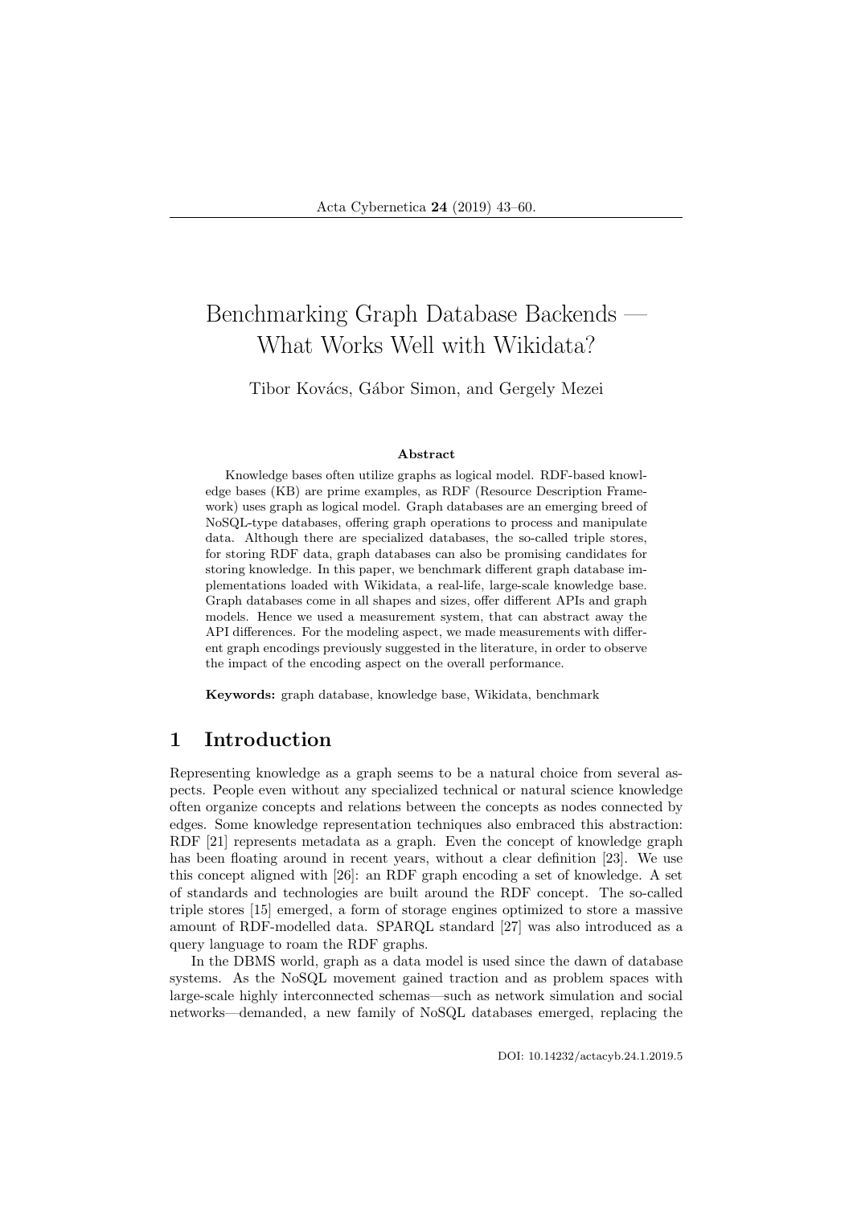# Benchmarking Graph Database Backends — What Works Well with Wikidata?

Tibor Kovács, Gábor Simon, and Gergely Mezei

### Abstract

Knowledge bases often utilize graphs as logical model. RDF-based knowledge bases (KB) are prime examples, as RDF (Resource Description Framework) uses graph as logical model. Graph databases are an emerging breed of NoSQL-type databases, offering graph operations to process and manipulate data. Although there are specialized databases, the so-called triple stores, for storing RDF data, graph databases can also be promising candidates for storing knowledge. In this paper, we benchmark different graph database implementations loaded with Wikidata, a real-life, large-scale knowledge base. Graph databases come in all shapes and sizes, offer different APIs and graph models. Hence we used a measurement system, that can abstract away the API differences. For the modeling aspect, we made measurements with different graph encodings previously suggested in the literature, in order to observe the impact of the encoding aspect on the overall performance.

**Keywords:** graph database, knowledge base, Wikidata, benchmark

## 1 Introduction

Representing knowledge as a graph seems to be a natural choice from several aspects. People even without any specialized technical or natural science knowledge often organize concepts and relations between the concepts as nodes connected by edges. Some knowledge representation techniques also embraced this abstraction: RDF [21] represents metadata as a graph. Even the concept of knowledge graph has been floating around in recent years, without a clear definition [23]. We use this concept aligned with [26]: an RDF graph encoding a set of knowledge. A set of standards and technologies are built around the RDF concept. The so-called triple stores [15] emerged, a form of storage engines optimized to store a massive amount of RDF-modelled data. SPARQL standard [27] was also introduced as a query language to roam the RDF graphs.

In the DBMS world, graph as a data model is used since the dawn of database systems. As the NoSQL movement gained traction and as problem spaces with large-scale highly interconnected schemas—such as network simulation and social networks—demanded, a new family of NoSQL databases emerged, replacing the

DOI: 10.14232/actacyb.24.1.2019.5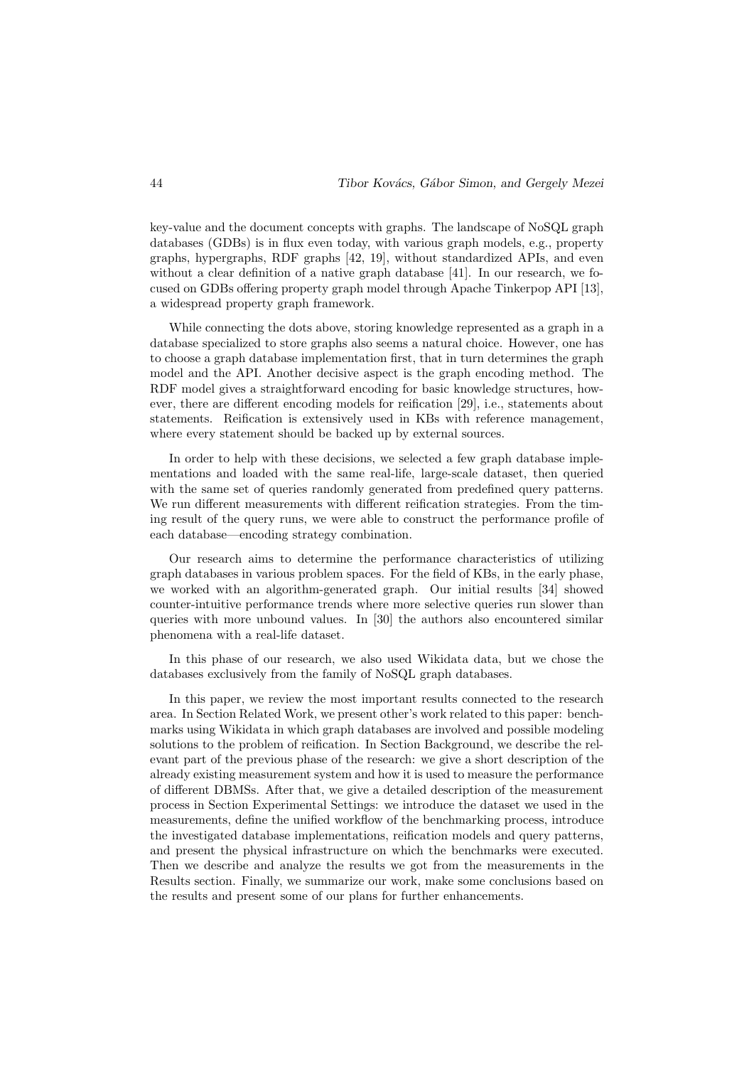key-value and the document concepts with graphs. The landscape of NoSQL graph databases (GDBs) is in flux even today, with various graph models, e.g., property graphs, hypergraphs, RDF graphs [42, 19], without standardized APIs, and even without a clear definition of a native graph database [41]. In our research, we focused on GDBs offering property graph model through Apache Tinkerpop API [13], a widespread property graph framework.

While connecting the dots above, storing knowledge represented as a graph in a database specialized to store graphs also seems a natural choice. However, one has to choose a graph database implementation first, that in turn determines the graph model and the API. Another decisive aspect is the graph encoding method. The RDF model gives a straightforward encoding for basic knowledge structures, however, there are different encoding models for reification [29], i.e., statements about statements. Reification is extensively used in KBs with reference management, where every statement should be backed up by external sources.

In order to help with these decisions, we selected a few graph database implementations and loaded with the same real-life, large-scale dataset, then queried with the same set of queries randomly generated from predefined query patterns. We run different measurements with different reification strategies. From the timing result of the query runs, we were able to construct the performance profile of each database—encoding strategy combination.

Our research aims to determine the performance characteristics of utilizing graph databases in various problem spaces. For the field of KBs, in the early phase, we worked with an algorithm-generated graph. Our initial results [34] showed counter-intuitive performance trends where more selective queries run slower than queries with more unbound values. In [30] the authors also encountered similar phenomena with a real-life dataset.

In this phase of our research, we also used Wikidata data, but we chose the databases exclusively from the family of NoSQL graph databases.

In this paper, we review the most important results connected to the research area. In Section Related Work, we present other's work related to this paper: benchmarks using Wikidata in which graph databases are involved and possible modeling solutions to the problem of reification. In Section Background, we describe the relevant part of the previous phase of the research: we give a short description of the already existing measurement system and how it is used to measure the performance of different DBMSs. After that, we give a detailed description of the measurement process in Section Experimental Settings: we introduce the dataset we used in the measurements, define the unified workflow of the benchmarking process, introduce the investigated database implementations, reification models and query patterns, and present the physical infrastructure on which the benchmarks were executed. Then we describe and analyze the results we got from the measurements in the Results section. Finally, we summarize our work, make some conclusions based on the results and present some of our plans for further enhancements.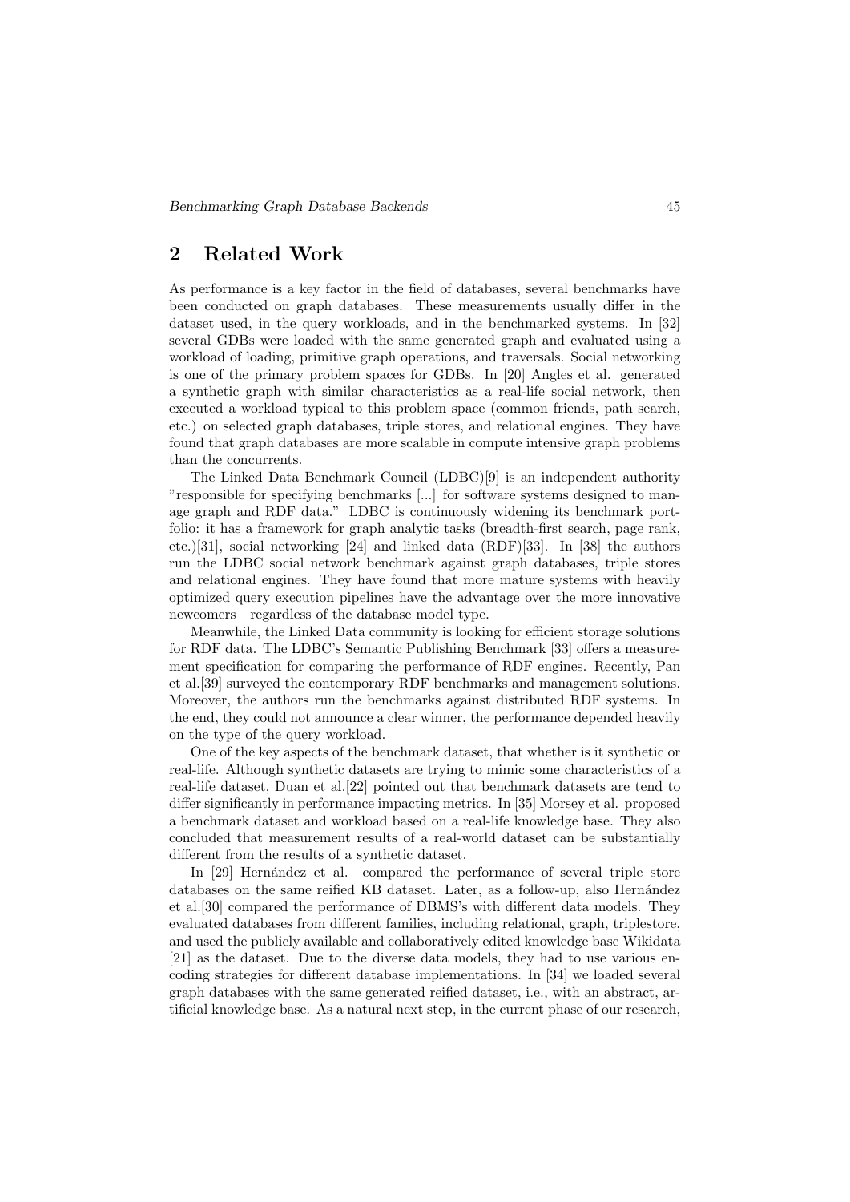## 2 Related Work

As performance is a key factor in the field of databases, several benchmarks have been conducted on graph databases. These measurements usually differ in the dataset used, in the query workloads, and in the benchmarked systems. In [32] several GDBs were loaded with the same generated graph and evaluated using a workload of loading, primitive graph operations, and traversals. Social networking is one of the primary problem spaces for GDBs. In [20] Angles et al. generated a synthetic graph with similar characteristics as a real-life social network, then executed a workload typical to this problem space (common friends, path search, etc.) on selected graph databases, triple stores, and relational engines. They have found that graph databases are more scalable in compute intensive graph problems than the concurrents.

The Linked Data Benchmark Council (LDBC)[9] is an independent authority "responsible for specifying benchmarks [...] for software systems designed to manage graph and RDF data." LDBC is continuously widening its benchmark portfolio: it has a framework for graph analytic tasks (breadth-first search, page rank, etc.)[31], social networking [24] and linked data (RDF)[33]. In [38] the authors run the LDBC social network benchmark against graph databases, triple stores and relational engines. They have found that more mature systems with heavily optimized query execution pipelines have the advantage over the more innovative newcomers—regardless of the database model type.

Meanwhile, the Linked Data community is looking for efficient storage solutions for RDF data. The LDBC's Semantic Publishing Benchmark [33] offers a measurement specification for comparing the performance of RDF engines. Recently, Pan et al.[39] surveyed the contemporary RDF benchmarks and management solutions. Moreover, the authors run the benchmarks against distributed RDF systems. In the end, they could not announce a clear winner, the performance depended heavily on the type of the query workload.

One of the key aspects of the benchmark dataset, that whether is it synthetic or real-life. Although synthetic datasets are trying to mimic some characteristics of a real-life dataset, Duan et al.[22] pointed out that benchmark datasets are tend to differ significantly in performance impacting metrics. In [35] Morsey et al. proposed a benchmark dataset and workload based on a real-life knowledge base. They also concluded that measurement results of a real-world dataset can be substantially different from the results of a synthetic dataset.

In [29] Hernández et al. compared the performance of several triple store databases on the same reified KB dataset. Later, as a follow-up, also Hernández et al.[30] compared the performance of DBMS's with different data models. They evaluated databases from different families, including relational, graph, triplestore, and used the publicly available and collaboratively edited knowledge base Wikidata [21] as the dataset. Due to the diverse data models, they had to use various encoding strategies for different database implementations. In [34] we loaded several graph databases with the same generated reified dataset, i.e., with an abstract, artificial knowledge base. As a natural next step, in the current phase of our research,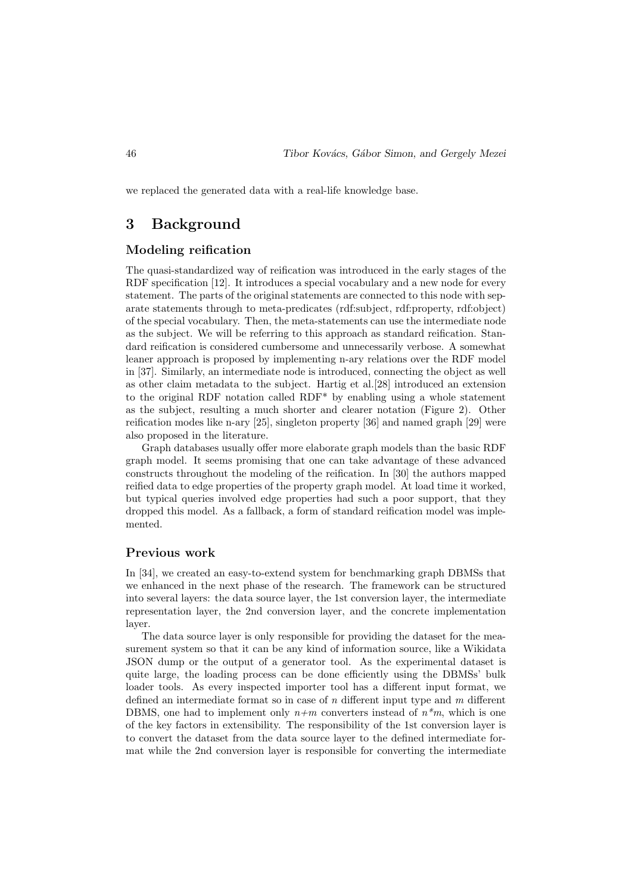we replaced the generated data with a real-life knowledge base.

# 3 Background

### Modeling reification

The quasi-standardized way of reification was introduced in the early stages of the RDF specification [12]. It introduces a special vocabulary and a new node for every statement. The parts of the original statements are connected to this node with separate statements through to meta-predicates (rdf:subject, rdf:property, rdf:object) of the special vocabulary. Then, the meta-statements can use the intermediate node as the subject. We will be referring to this approach as standard reification. Standard reification is considered cumbersome and unnecessarily verbose. A somewhat leaner approach is proposed by implementing n-ary relations over the RDF model in [37]. Similarly, an intermediate node is introduced, connecting the object as well as other claim metadata to the subject. Hartig et al.[28] introduced an extension to the original RDF notation called RDF* by enabling using a whole statement as the subject, resulting a much shorter and clearer notation (Figure 2). Other reification modes like n-ary [25], singleton property [36] and named graph [29] were also proposed in the literature.

Graph databases usually offer more elaborate graph models than the basic RDF graph model. It seems promising that one can take advantage of these advanced constructs throughout the modeling of the reification. In [30] the authors mapped reified data to edge properties of the property graph model. At load time it worked, but typical queries involved edge properties had such a poor support, that they dropped this model. As a fallback, a form of standard reification model was implemented.

### Previous work

In [34], we created an easy-to-extend system for benchmarking graph DBMSs that we enhanced in the next phase of the research. The framework can be structured into several layers: the data source layer, the 1st conversion layer, the intermediate representation layer, the 2nd conversion layer, and the concrete implementation layer.

The data source layer is only responsible for providing the dataset for the measurement system so that it can be any kind of information source, like a Wikidata JSON dump or the output of a generator tool. As the experimental dataset is quite large, the loading process can be done efficiently using the DBMSs' bulk loader tools. As every inspected importer tool has a different input format, we defined an intermediate format so in case of $n$ different input type and $m$ different DBMS, one had to implement only $n+m$ converters instead of $n*m$, which is one of the key factors in extensibility. The responsibility of the 1st conversion layer is to convert the dataset from the data source layer to the defined intermediate format while the 2nd conversion layer is responsible for converting the intermediate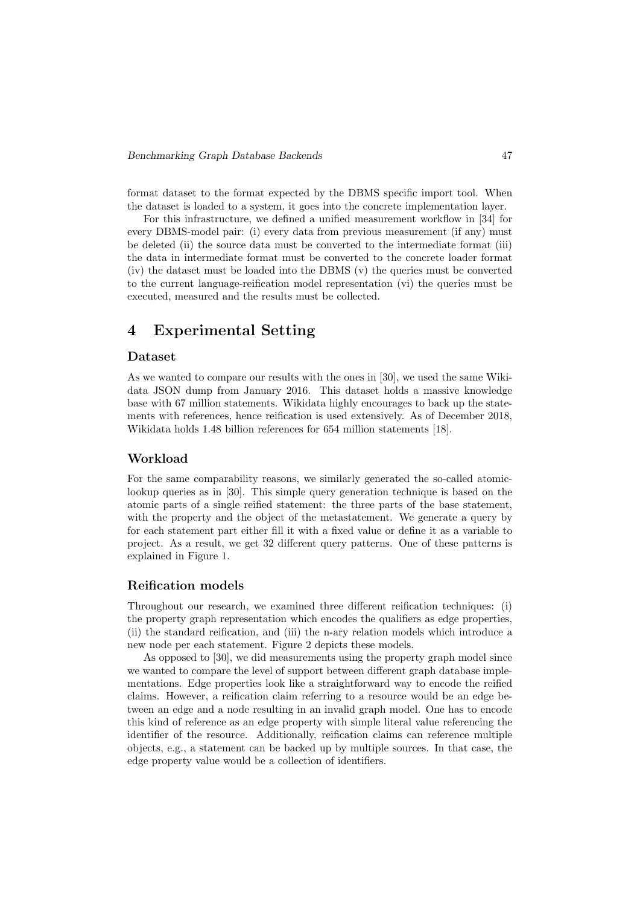format dataset to the format expected by the DBMS specific import tool. When the dataset is loaded to a system, it goes into the concrete implementation layer.

For this infrastructure, we defined a unified measurement workflow in [34] for every DBMS-model pair: (i) every data from previous measurement (if any) must be deleted (ii) the source data must be converted to the intermediate format (iii) the data in intermediate format must be converted to the concrete loader format (iv) the dataset must be loaded into the DBMS (v) the queries must be converted to the current language-reification model representation (vi) the queries must be executed, measured and the results must be collected.

# 4 Experimental Setting

### Dataset

As we wanted to compare our results with the ones in [30], we used the same Wikidata JSON dump from January 2016. This dataset holds a massive knowledge base with 67 million statements. Wikidata highly encourages to back up the statements with references, hence reification is used extensively. As of December 2018, Wikidata holds 1.48 billion references for 654 million statements [18].

### Workload

For the same comparability reasons, we similarly generated the so-called atomic-lookup queries as in [30]. This simple query generation technique is based on the atomic parts of a single reified statement: the three parts of the base statement, with the property and the object of the metastatement. We generate a query by for each statement part either fill it with a fixed value or define it as a variable to project. As a result, we get 32 different query patterns. One of these patterns is explained in Figure 1.

### Reification models

Throughout our research, we examined three different reification techniques: (i) the property graph representation which encodes the qualifiers as edge properties, (ii) the standard reification, and (iii) the n-ary relation models which introduce a new node per each statement. Figure 2 depicts these models.

As opposed to [30], we did measurements using the property graph model since we wanted to compare the level of support between different graph database implementations. Edge properties look like a straightforward way to encode the reified claims. However, a reification claim referring to a resource would be an edge between an edge and a node resulting in an invalid graph model. One has to encode this kind of reference as an edge property with simple literal value referencing the identifier of the resource. Additionally, reification claims can reference multiple objects, e.g., a statement can be backed up by multiple sources. In that case, the edge property value would be a collection of identifiers.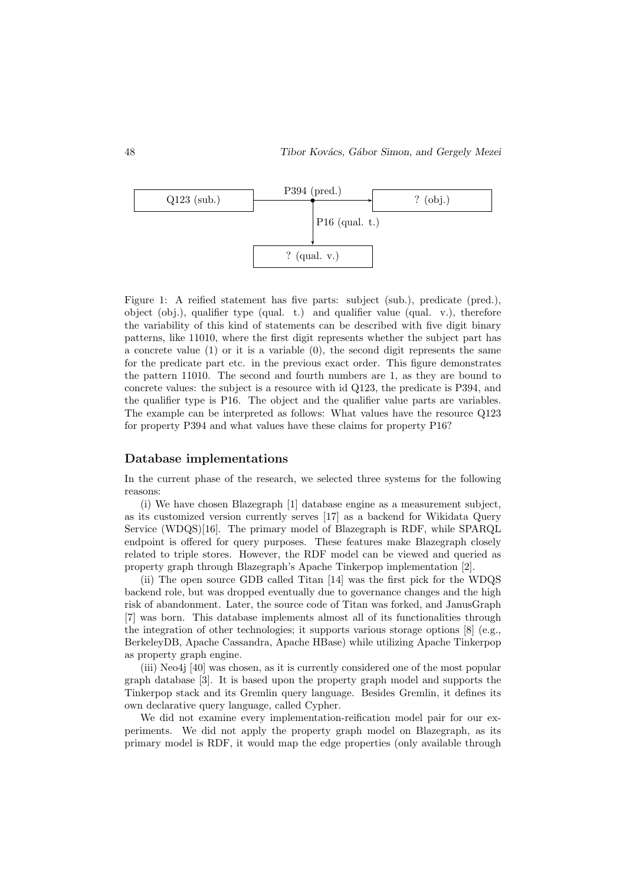Figure 1: A reified statement has five parts: subject (sub.), predicate (pred.), object (obj.), qualifier type (qual. t.) and qualifier value (qual. v.), therefore the variability of this kind of statements can be described with five digit binary patterns, like 11010, where the first digit represents whether the subject part has a concrete value (1) or it is a variable (0), the second digit represents the same for the predicate part etc. in the previous exact order. This figure demonstrates the pattern 11010. The second and fourth numbers are 1, as they are bound to concrete values: the subject is a resource with id Q123, the predicate is P394, and the qualifier type is P16. The object and the qualifier value parts are variables. The example can be interpreted as follows: What values have the resource Q123 for property P394 and what values have these claims for property P16?

### Database implementations

In the current phase of the research, we selected three systems for the following reasons:

(i) We have chosen Blazegraph [1] database engine as a measurement subject, as its customized version currently serves [17] as a backend for Wikidata Query Service (WDQS)[16]. The primary model of Blazegraph is RDF, while SPARQL endpoint is offered for query purposes. These features make Blazegraph closely related to triple stores. However, the RDF model can be viewed and queried as property graph through Blazegraph's Apache Tinkerpop implementation [2].

(ii) The open source GDB called Titan [14] was the first pick for the WDQS backend role, but was dropped eventually due to governance changes and the high risk of abandonment. Later, the source code of Titan was forked, and JanusGraph [7] was born. This database implements almost all of its functionalities through the integration of other technologies; it supports various storage options [8] (e.g., BerkeleyDB, Apache Cassandra, Apache HBase) while utilizing Apache Tinkerpop as property graph engine.

(iii) Neo4j [40] was chosen, as it is currently considered one of the most popular graph database [3]. It is based upon the property graph model and supports the Tinkerpop stack and its Gremlin query language. Besides Gremlin, it defines its own declarative query language, called Cypher.

We did not examine every implementation-reification model pair for our experiments. We did not apply the property graph model on Blazegraph, as its primary model is RDF, it would map the edge properties (only available through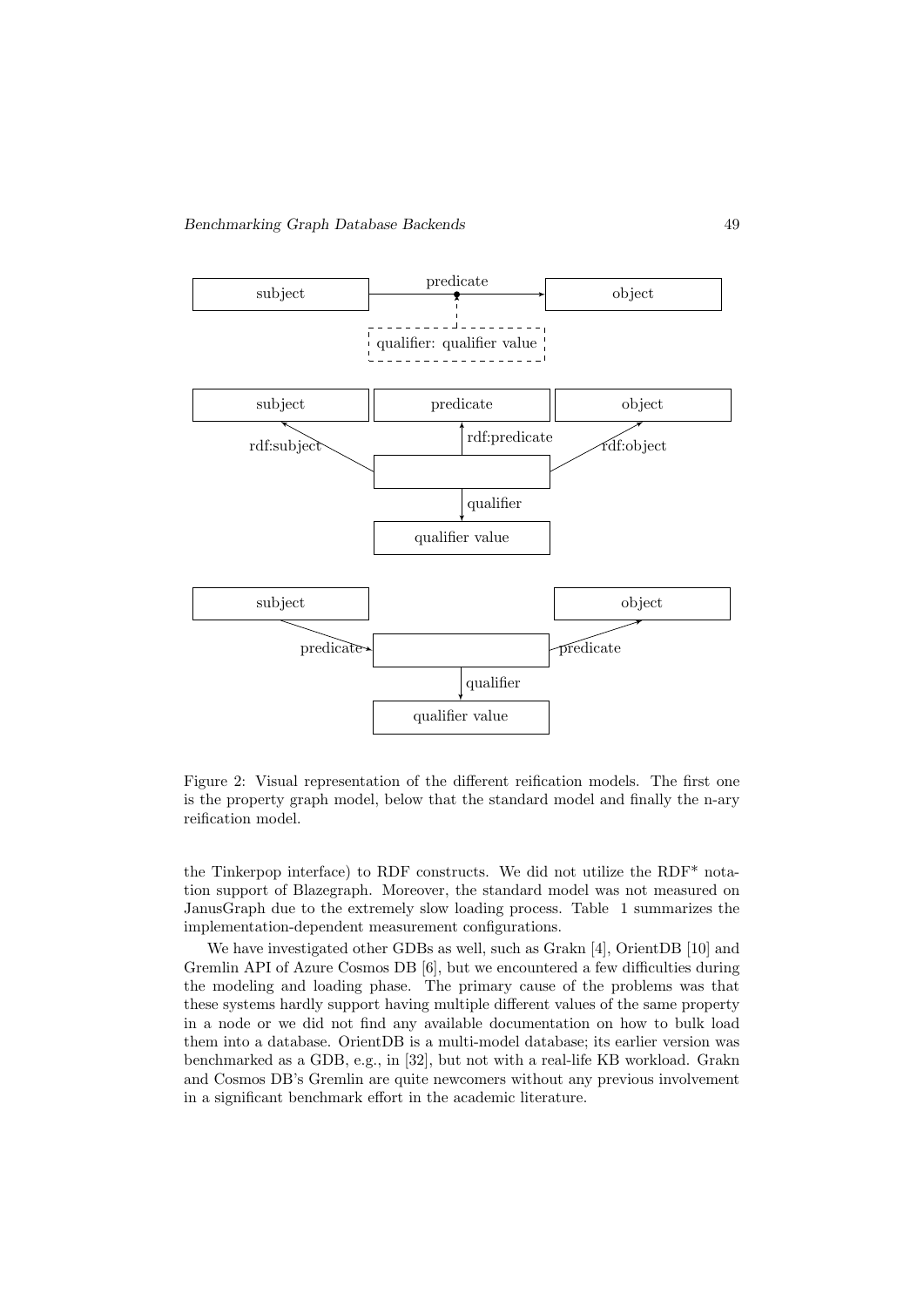Figure 2: Visual representation of the different reification models. The first one is the property graph model, below that the standard model and finally the n-ary reification model.

the Tinkerpop interface) to RDF constructs. We did not utilize the RDF* notation support of Blazegraph. Moreover, the standard model was not measured on JanusGraph due to the extremely slow loading process. Table 1 summarizes the implementation-dependent measurement configurations.

We have investigated other GDBs as well, such as Grakn [4], OrientDB [10] and Gremlin API of Azure Cosmos DB [6], but we encountered a few difficulties during the modeling and loading phase. The primary cause of the problems was that these systems hardly support having multiple different values of the same property in a node or we did not find any available documentation on how to bulk load them into a database. OrientDB is a multi-model database; its earlier version was benchmarked as a GDB, e.g., in [32], but not with a real-life KB workload. Grakn and Cosmos DB's Gremlin are quite newcomers without any previous involvement in a significant benchmark effort in the academic literature.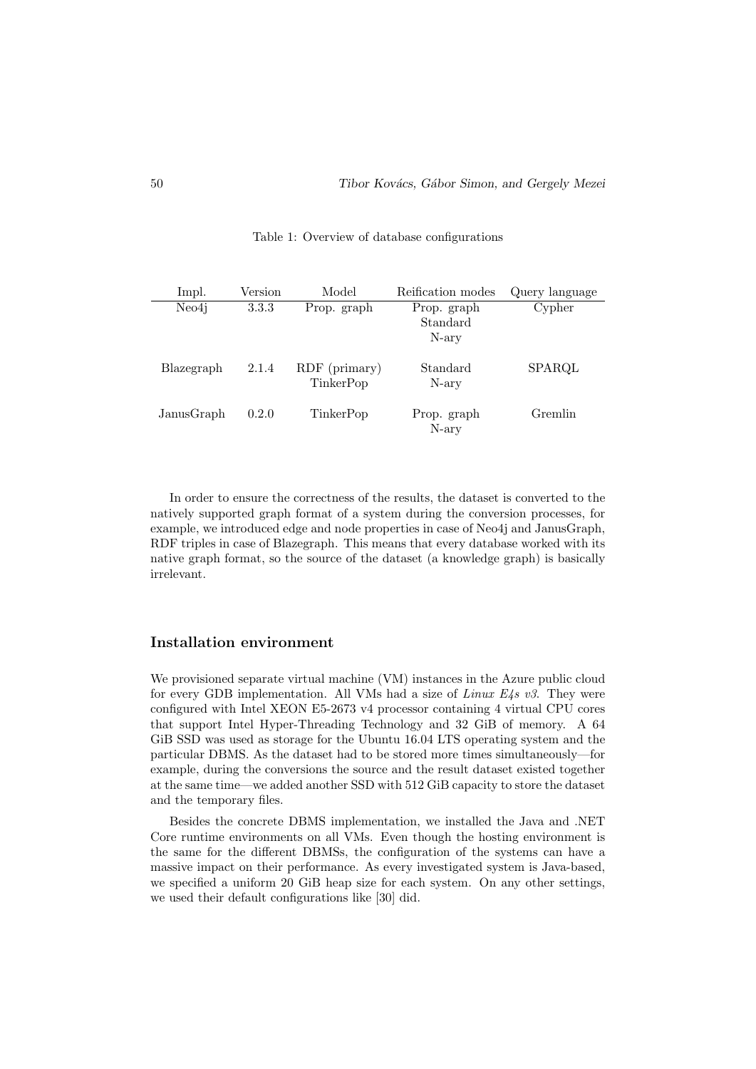Table 1: Overview of database configurations

| Impl. | Version | Model | Reification modes | Query language |
|---|---|---|---|---|
| Neo4j | 3.3.3 | Prop. graph | Prop. graph<br>Standard<br>N-ary | Cypher |
| Blazegraph | 2.1.4 | RDF (primary)<br>TinkerPop | Standard<br>N-ary | SPARQL |
| JanusGraph | 0.2.0 | TinkerPop | Prop. graph<br>N-ary | Gremlin |

In order to ensure the correctness of the results, the dataset is converted to the natively supported graph format of a system during the conversion processes, for example, we introduced edge and node properties in case of Neo4j and JanusGraph, RDF triples in case of Blazegraph. This means that every database worked with its native graph format, so the source of the dataset (a knowledge graph) is basically irrelevant.

### Installation environment

We provisioned separate virtual machine (VM) instances in the Azure public cloud for every GDB implementation. All VMs had a size of *Linux E4s v3*. They were configured with Intel XEON E5-2673 v4 processor containing 4 virtual CPU cores that support Intel Hyper-Threading Technology and 32 GiB of memory. A 64 GiB SSD was used as storage for the Ubuntu 16.04 LTS operating system and the particular DBMS. As the dataset had to be stored more times simultaneously—for example, during the conversions the source and the result dataset existed together at the same time—we added another SSD with 512 GiB capacity to store the dataset and the temporary files.

Besides the concrete DBMS implementation, we installed the Java and .NET Core runtime environments on all VMs. Even though the hosting environment is the same for the different DBMSs, the configuration of the systems can have a massive impact on their performance. As every investigated system is Java-based, we specified a uniform 20 GiB heap size for each system. On any other settings, we used their default configurations like [30] did.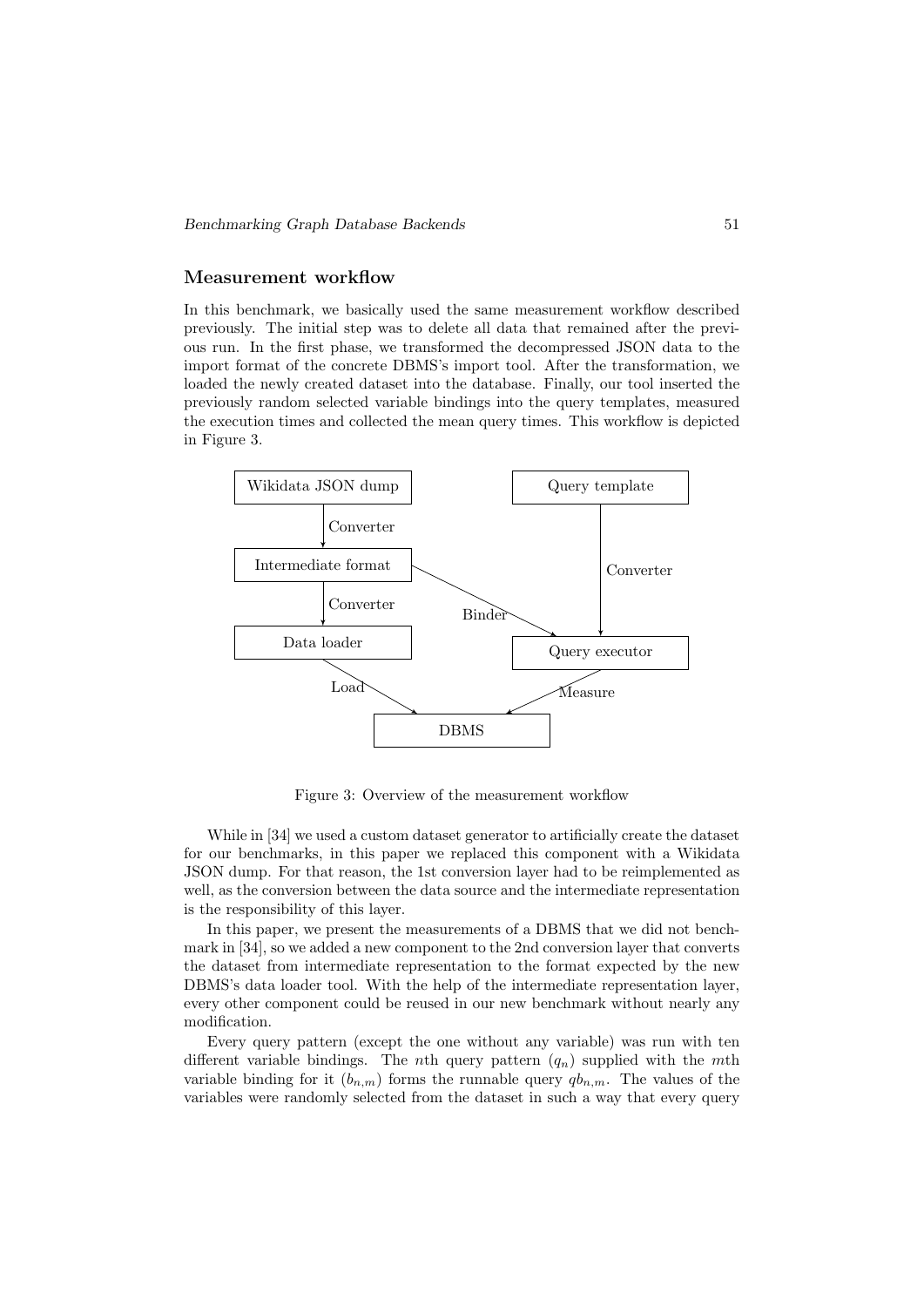## Measurement workflow

In this benchmark, we basically used the same measurement workflow described previously. The initial step was to delete all data that remained after the previous run. In the first phase, we transformed the decompressed JSON data to the import format of the concrete DBMS's import tool. After the transformation, we loaded the newly created dataset into the database. Finally, our tool inserted the previously random selected variable bindings into the query templates, measured the execution times and collected the mean query times. This workflow is depicted in Figure 3.

Figure 3: Overview of the measurement workflow

While in [34] we used a custom dataset generator to artificially create the dataset for our benchmarks, in this paper we replaced this component with a Wikidata JSON dump. For that reason, the 1st conversion layer had to be reimplemented as well, as the conversion between the data source and the intermediate representation is the responsibility of this layer.

In this paper, we present the measurements of a DBMS that we did not benchmark in [34], so we added a new component to the 2nd conversion layer that converts the dataset from intermediate representation to the format expected by the new DBMS's data loader tool. With the help of the intermediate representation layer, every other component could be reused in our new benchmark without nearly any modification.

Every query pattern (except the one without any variable) was run with ten different variable bindings. The $n$th query pattern ($q_n$) supplied with the $m$th variable binding for it ($b_{n,m}$) forms the runnable query $qb_{n,m}$. The values of the variables were randomly selected from the dataset in such a way that every query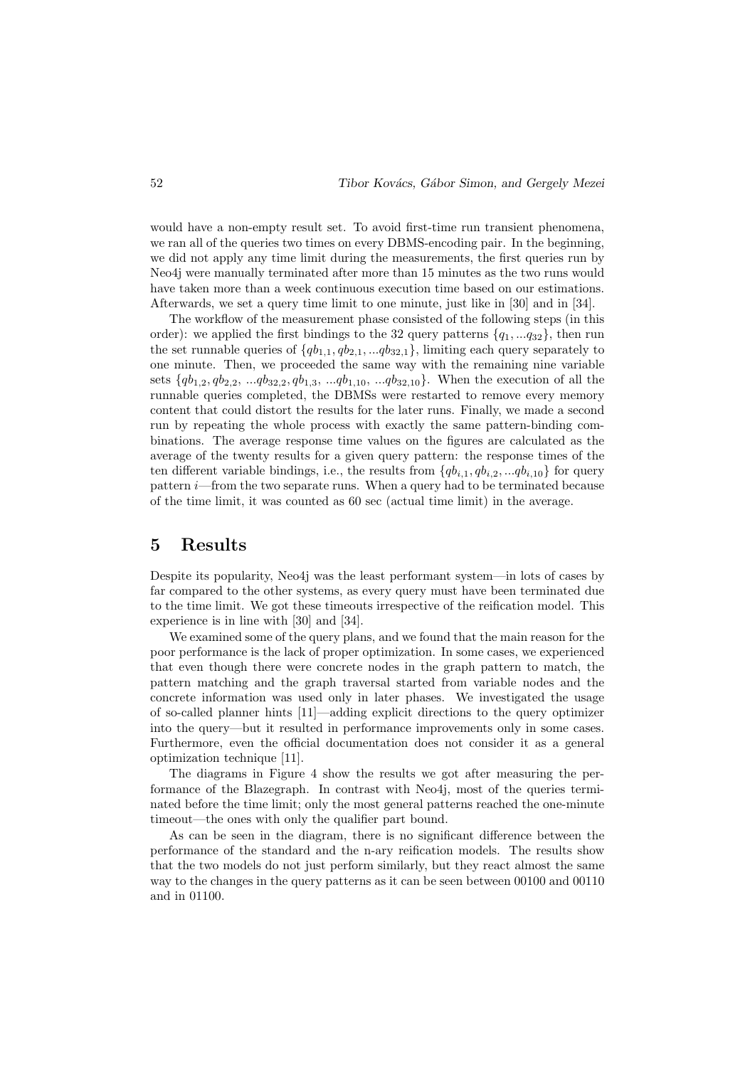would have a non-empty result set. To avoid first-time run transient phenomena, we ran all of the queries two times on every DBMS-encoding pair. In the beginning, we did not apply any time limit during the measurements, the first queries run by Neo4j were manually terminated after more than 15 minutes as the two runs would have taken more than a week continuous execution time based on our estimations. Afterwards, we set a query time limit to one minute, just like in [30] and in [34].

The workflow of the measurement phase consisted of the following steps (in this order): we applied the first bindings to the 32 query patterns $\{q_1, ...q_{32}\}$, then run the set runnable queries of $\{qb_{1,1}, qb_{2,1}, ...qb_{32,1}\}$, limiting each query separately to one minute. Then, we proceeded the same way with the remaining nine variable sets $\{qb_{1,2}, qb_{2,2}, ...qb_{32,2}, qb_{1,3}, ...qb_{1,10}, ...qb_{32,10}\}$. When the execution of all the runnable queries completed, the DBMSs were restarted to remove every memory content that could distort the results for the later runs. Finally, we made a second run by repeating the whole process with exactly the same pattern-binding combinations. The average response time values on the figures are calculated as the average of the twenty results for a given query pattern: the response times of the ten different variable bindings, i.e., the results from $\{qb_{i,1}, qb_{i,2}, ...qb_{i,10}\}$ for query pattern $i$—from the two separate runs. When a query had to be terminated because of the time limit, it was counted as 60 sec (actual time limit) in the average.

# 5 Results

Despite its popularity, Neo4j was the least performant system—in lots of cases by far compared to the other systems, as every query must have been terminated due to the time limit. We got these timeouts irrespective of the reification model. This experience is in line with [30] and [34].

We examined some of the query plans, and we found that the main reason for the poor performance is the lack of proper optimization. In some cases, we experienced that even though there were concrete nodes in the graph pattern to match, the pattern matching and the graph traversal started from variable nodes and the concrete information was used only in later phases. We investigated the usage of so-called planner hints [11]—adding explicit directions to the query optimizer into the query—but it resulted in performance improvements only in some cases. Furthermore, even the official documentation does not consider it as a general optimization technique [11].

The diagrams in Figure 4 show the results we got after measuring the performance of the Blazegraph. In contrast with Neo4j, most of the queries terminated before the time limit; only the most general patterns reached the one-minute timeout—the ones with only the qualifier part bound.

As can be seen in the diagram, there is no significant difference between the performance of the standard and the n-ary reification models. The results show that the two models do not just perform similarly, but they react almost the same way to the changes in the query patterns as it can be seen between 00100 and 00110 and in 01100.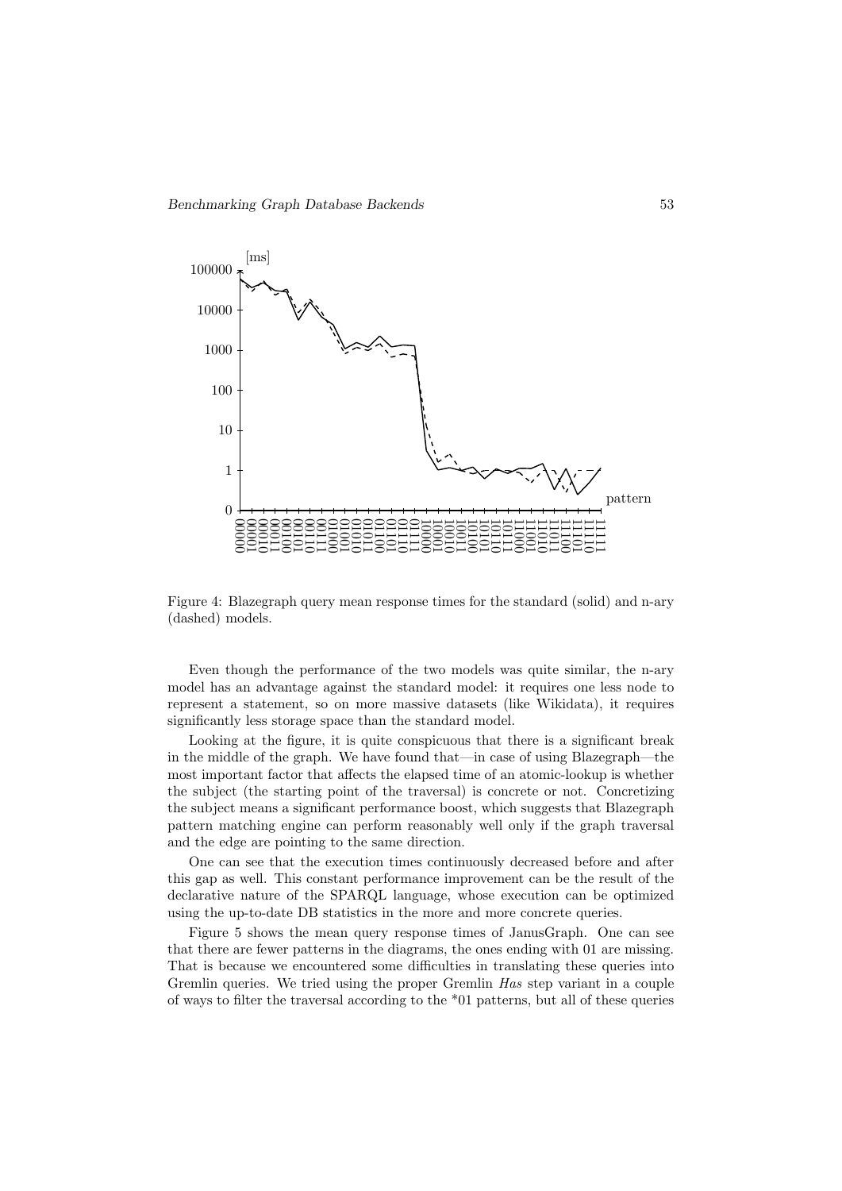Figure 4: Blazegraph query mean response times for the standard (solid) and n-ary (dashed) models.

Even though the performance of the two models was quite similar, the n-ary model has an advantage against the standard model: it requires one less node to represent a statement, so on more massive datasets (like Wikidata), it requires significantly less storage space than the standard model.

Looking at the figure, it is quite conspicuous that there is a significant break in the middle of the graph. We have found that—in case of using Blazegraph—the most important factor that affects the elapsed time of an atomic-lookup is whether the subject (the starting point of the traversal) is concrete or not. Concretizing the subject means a significant performance boost, which suggests that Blazegraph pattern matching engine can perform reasonably well only if the graph traversal and the edge are pointing to the same direction.

One can see that the execution times continuously decreased before and after this gap as well. This constant performance improvement can be the result of the declarative nature of the SPARQL language, whose execution can be optimized using the up-to-date DB statistics in the more and more concrete queries.

Figure 5 shows the mean query response times of JanusGraph. One can see that there are fewer patterns in the diagrams, the ones ending with 01 are missing. That is because we encountered some difficulties in translating these queries into Gremlin queries. We tried using the proper Gremlin *Has* step variant in a couple of ways to filter the traversal according to the *01 patterns, but all of these queries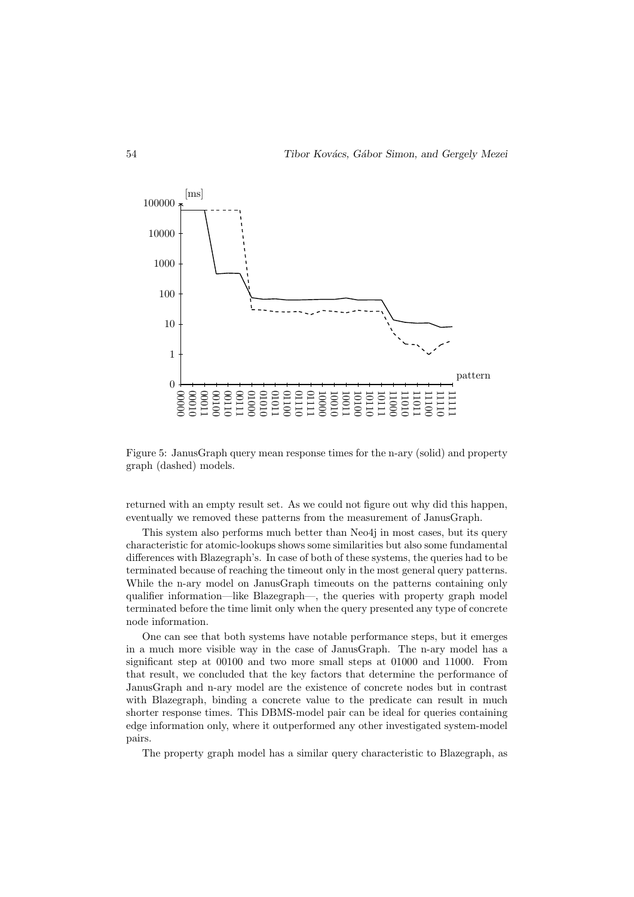Figure 5: JanusGraph query mean response times for the n-ary (solid) and property graph (dashed) models.

returned with an empty result set. As we could not figure out why did this happen, eventually we removed these patterns from the measurement of JanusGraph.

This system also performs much better than Neo4j in most cases, but its query characteristic for atomic-lookups shows some similarities but also some fundamental differences with Blazegraph's. In case of both of these systems, the queries had to be terminated because of reaching the timeout only in the most general query patterns. While the n-ary model on JanusGraph timeouts on the patterns containing only qualifier information—like Blazegraph—, the queries with property graph model terminated before the time limit only when the query presented any type of concrete node information.

One can see that both systems have notable performance steps, but it emerges in a much more visible way in the case of JanusGraph. The n-ary model has a significant step at 00100 and two more small steps at 01000 and 11000. From that result, we concluded that the key factors that determine the performance of JanusGraph and n-ary model are the existence of concrete nodes but in contrast with Blazegraph, binding a concrete value to the predicate can result in much shorter response times. This DBMS-model pair can be ideal for queries containing edge information only, where it outperformed any other investigated system-model pairs.

The property graph model has a similar query characteristic to Blazegraph, as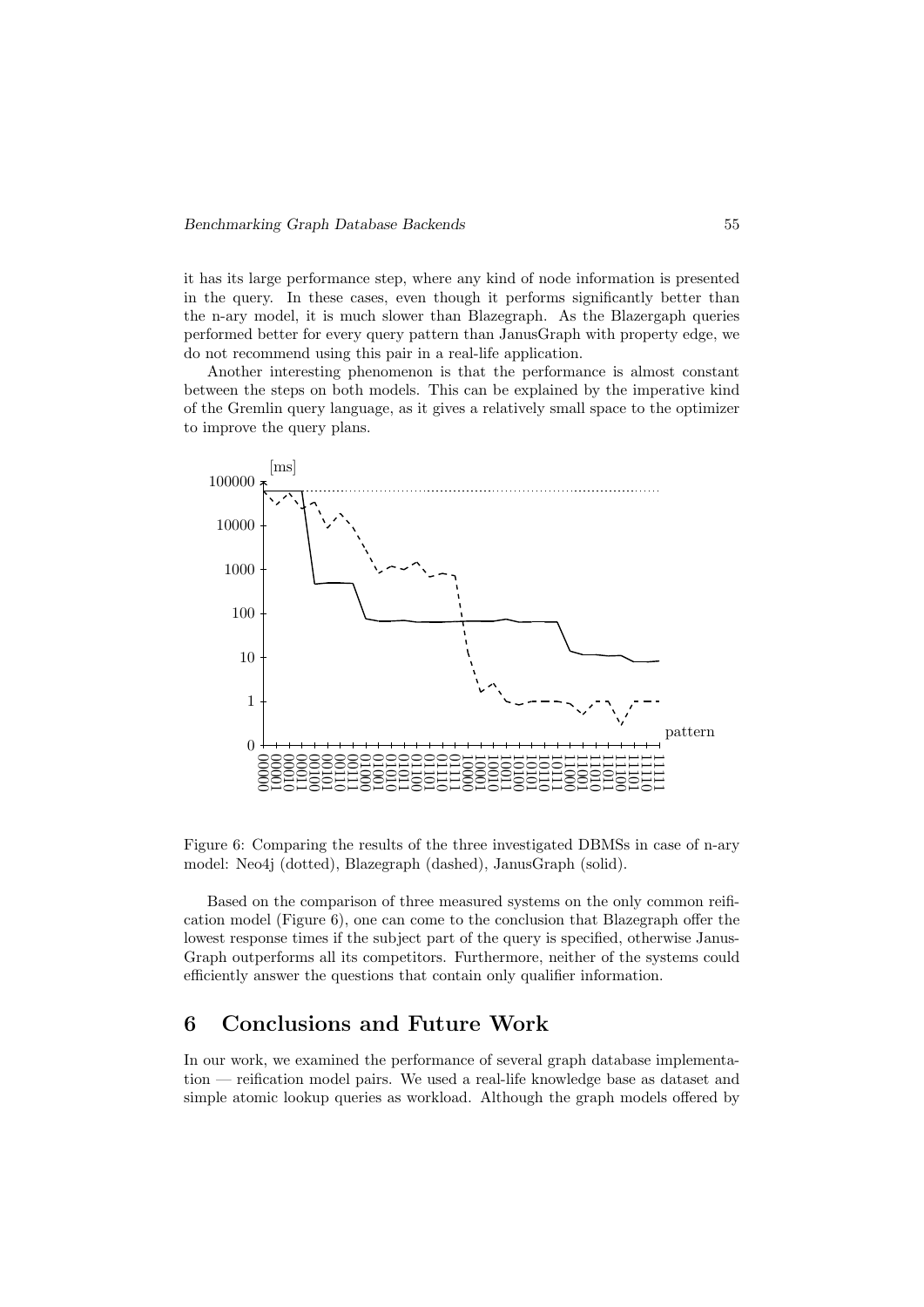it has its large performance step, where any kind of node information is presented in the query. In these cases, even though it performs significantly better than the n-ary model, it is much slower than Blazegraph. As the Blazergaph queries performed better for every query pattern than JanusGraph with property edge, we do not recommend using this pair in a real-life application.

Another interesting phenomenon is that the performance is almost constant between the steps on both models. This can be explained by the imperative kind of the Gremlin query language, as it gives a relatively small space to the optimizer to improve the query plans.

Figure 6: Comparing the results of the three investigated DBMSs in case of n-ary model: Neo4j (dotted), Blazegraph (dashed), JanusGraph (solid).

Based on the comparison of three measured systems on the only common reification model (Figure 6), one can come to the conclusion that Blazegraph offer the lowest response times if the subject part of the query is specified, otherwise JanusGraph outperforms all its competitors. Furthermore, neither of the systems could efficiently answer the questions that contain only qualifier information.

## 6 Conclusions and Future Work

In our work, we examined the performance of several graph database implementation — reification model pairs. We used a real-life knowledge base as dataset and simple atomic lookup queries as workload. Although the graph models offered by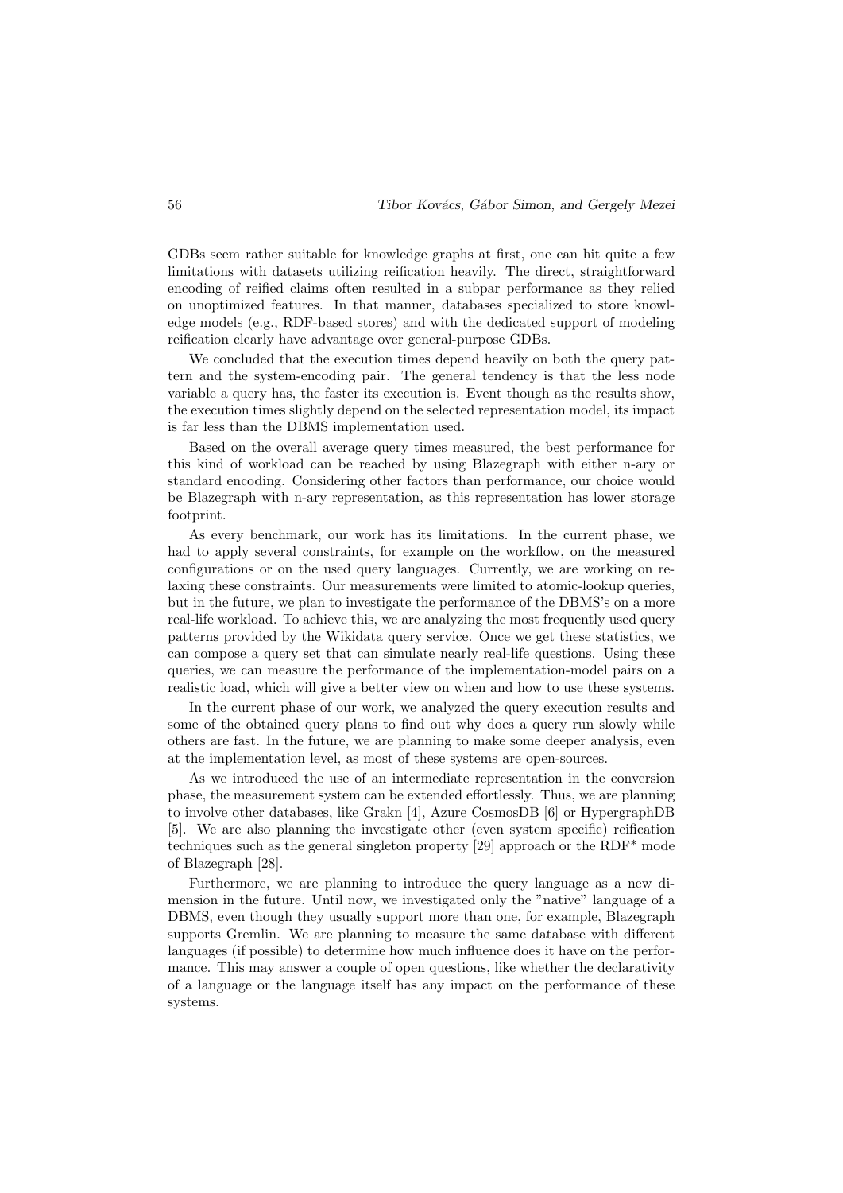GDBs seem rather suitable for knowledge graphs at first, one can hit quite a few limitations with datasets utilizing reification heavily. The direct, straightforward encoding of reified claims often resulted in a subpar performance as they relied on unoptimized features. In that manner, databases specialized to store knowledge models (e.g., RDF-based stores) and with the dedicated support of modeling reification clearly have advantage over general-purpose GDBs.

We concluded that the execution times depend heavily on both the query pattern and the system-encoding pair. The general tendency is that the less node variable a query has, the faster its execution is. Event though as the results show, the execution times slightly depend on the selected representation model, its impact is far less than the DBMS implementation used.

Based on the overall average query times measured, the best performance for this kind of workload can be reached by using Blazegraph with either n-ary or standard encoding. Considering other factors than performance, our choice would be Blazegraph with n-ary representation, as this representation has lower storage footprint.

As every benchmark, our work has its limitations. In the current phase, we had to apply several constraints, for example on the workflow, on the measured configurations or on the used query languages. Currently, we are working on relaxing these constraints. Our measurements were limited to atomic-lookup queries, but in the future, we plan to investigate the performance of the DBMS's on a more real-life workload. To achieve this, we are analyzing the most frequently used query patterns provided by the Wikidata query service. Once we get these statistics, we can compose a query set that can simulate nearly real-life questions. Using these queries, we can measure the performance of the implementation-model pairs on a realistic load, which will give a better view on when and how to use these systems.

In the current phase of our work, we analyzed the query execution results and some of the obtained query plans to find out why does a query run slowly while others are fast. In the future, we are planning to make some deeper analysis, even at the implementation level, as most of these systems are open-sources.

As we introduced the use of an intermediate representation in the conversion phase, the measurement system can be extended effortlessly. Thus, we are planning to involve other databases, like Grakn [4], Azure CosmosDB [6] or HypergraphDB [5]. We are also planning the investigate other (even system specific) reification techniques such as the general singleton property [29] approach or the RDF* mode of Blazegraph [28].

Furthermore, we are planning to introduce the query language as a new dimension in the future. Until now, we investigated only the "native" language of a DBMS, even though they usually support more than one, for example, Blazegraph supports Gremlin. We are planning to measure the same database with different languages (if possible) to determine how much influence does it have on the performance. This may answer a couple of open questions, like whether the declarativity of a language or the language itself has any impact on the performance of these systems.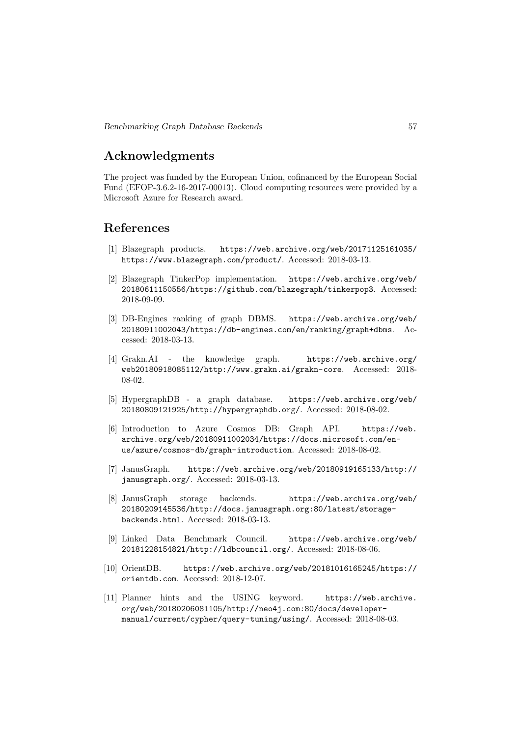## Acknowledgments

The project was funded by the European Union, cofinanced by the European Social Fund (EFOP-3.6.2-16-2017-00013). Cloud computing resources were provided by a Microsoft Azure for Research award.

## References

[1] Blazegraph products. https://web.archive.org/web/20171125161035/https://www.blazegraph.com/product/. Accessed: 2018-03-13.

[2] Blazegraph TinkerPop implementation. https://web.archive.org/web/20180611150556/https://github.com/blazegraph/tinkerpop3. Accessed: 2018-09-09.

[3] DB-Engines ranking of graph DBMS. https://web.archive.org/web/20180911002043/https://db-engines.com/en/ranking/graph+dbms. Accessed: 2018-03-13.

[4] Grakn.AI - the knowledge graph. https://web.archive.org/web20180918085112/http://www.grakn.ai/grakn-core. Accessed: 2018-08-02.

[5] HypergraphDB - a graph database. https://web.archive.org/web/20180809121925/http://hypergraphdb.org/. Accessed: 2018-08-02.

[6] Introduction to Azure Cosmos DB: Graph API. https://web.archive.org/web/20180911002034/https://docs.microsoft.com/en-us/azure/cosmos-db/graph-introduction. Accessed: 2018-08-02.

[7] JanusGraph. https://web.archive.org/web/20180919165133/http://janusgraph.org/. Accessed: 2018-03-13.

[8] JanusGraph storage backends. https://web.archive.org/web/20180209145536/http://docs.janusgraph.org:80/latest/storage-backends.html. Accessed: 2018-03-13.

[9] Linked Data Benchmark Council. https://web.archive.org/web/20181228154821/http://ldbcouncil.org/. Accessed: 2018-08-06.

[10] OrientDB. https://web.archive.org/web/20181016165245/https://orientdb.com. Accessed: 2018-12-07.

[11] Planner hints and the USING keyword. https://web.archive.org/web/20180206081105/http://neo4j.com:80/docs/developer-manual/current/cypher/query-tuning/using/. Accessed: 2018-08-03.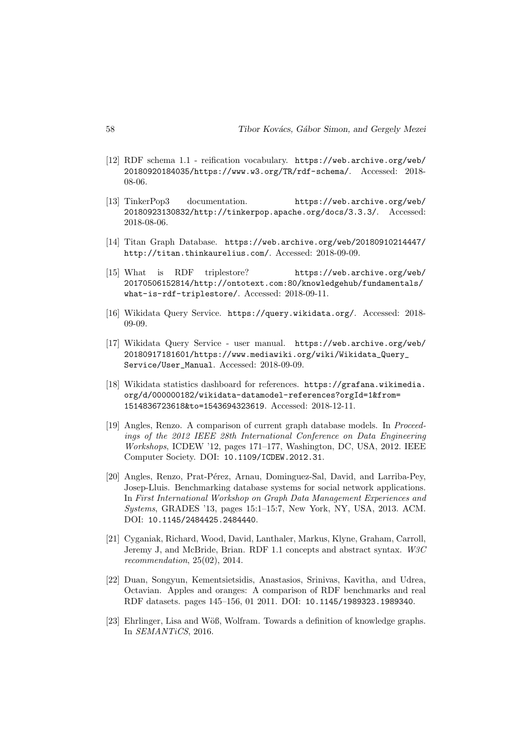[12] RDF schema 1.1 - reification vocabulary. https://web.archive.org/web/20180920184035/https://www.w3.org/TR/rdf-schema/. Accessed: 2018-08-06.

[13] TinkerPop3 documentation. https://web.archive.org/web/20180923130832/http://tinkerpop.apache.org/docs/3.3.3/. Accessed: 2018-08-06.

[14] Titan Graph Database. https://web.archive.org/web/20180910214447/http://titan.thinkaurelius.com/. Accessed: 2018-09-09.

[15] What is RDF triplestore? https://web.archive.org/web/20170506152814/http://ontotext.com:80/knowledgehub/fundamentals/what-is-rdf-triplestore/. Accessed: 2018-09-11.

[16] Wikidata Query Service. https://query.wikidata.org/. Accessed: 2018-09-09.

[17] Wikidata Query Service - user manual. https://web.archive.org/web/20180917181601/https://www.mediawiki.org/wiki/Wikidata_Query_Service/User_Manual. Accessed: 2018-09-09.

[18] Wikidata statistics dashboard for references. https://grafana.wikimedia.org/d/000000182/wikidata-datamodel-references?orgId=1&from=1514836723618&to=1543694323619. Accessed: 2018-12-11.

[19] Angles, Renzo. A comparison of current graph database models. In *Proceedings of the 2012 IEEE 28th International Conference on Data Engineering Workshops*, ICDEW '12, pages 171–177, Washington, DC, USA, 2012. IEEE Computer Society. DOI: 10.1109/ICDEW.2012.31.

[20] Angles, Renzo, Prat-Pérez, Arnau, Dominguez-Sal, David, and Larriba-Pey, Josep-Lluis. Benchmarking database systems for social network applications. In *First International Workshop on Graph Data Management Experiences and Systems*, GRADES '13, pages 15:1–15:7, New York, NY, USA, 2013. ACM. DOI: 10.1145/2484425.2484440.

[21] Cyganiak, Richard, Wood, David, Lanthaler, Markus, Klyne, Graham, Carroll, Jeremy J, and McBride, Brian. RDF 1.1 concepts and abstract syntax. *W3C recommendation*, 25(02), 2014.

[22] Duan, Songyun, Kementsietsidis, Anastasios, Srinivas, Kavitha, and Udrea, Octavian. Apples and oranges: A comparison of RDF benchmarks and real RDF datasets. pages 145–156, 01 2011. DOI: 10.1145/1989323.1989340.

[23] Ehrlinger, Lisa and Wöß, Wolfram. Towards a definition of knowledge graphs. In *SEMANTiCS*, 2016.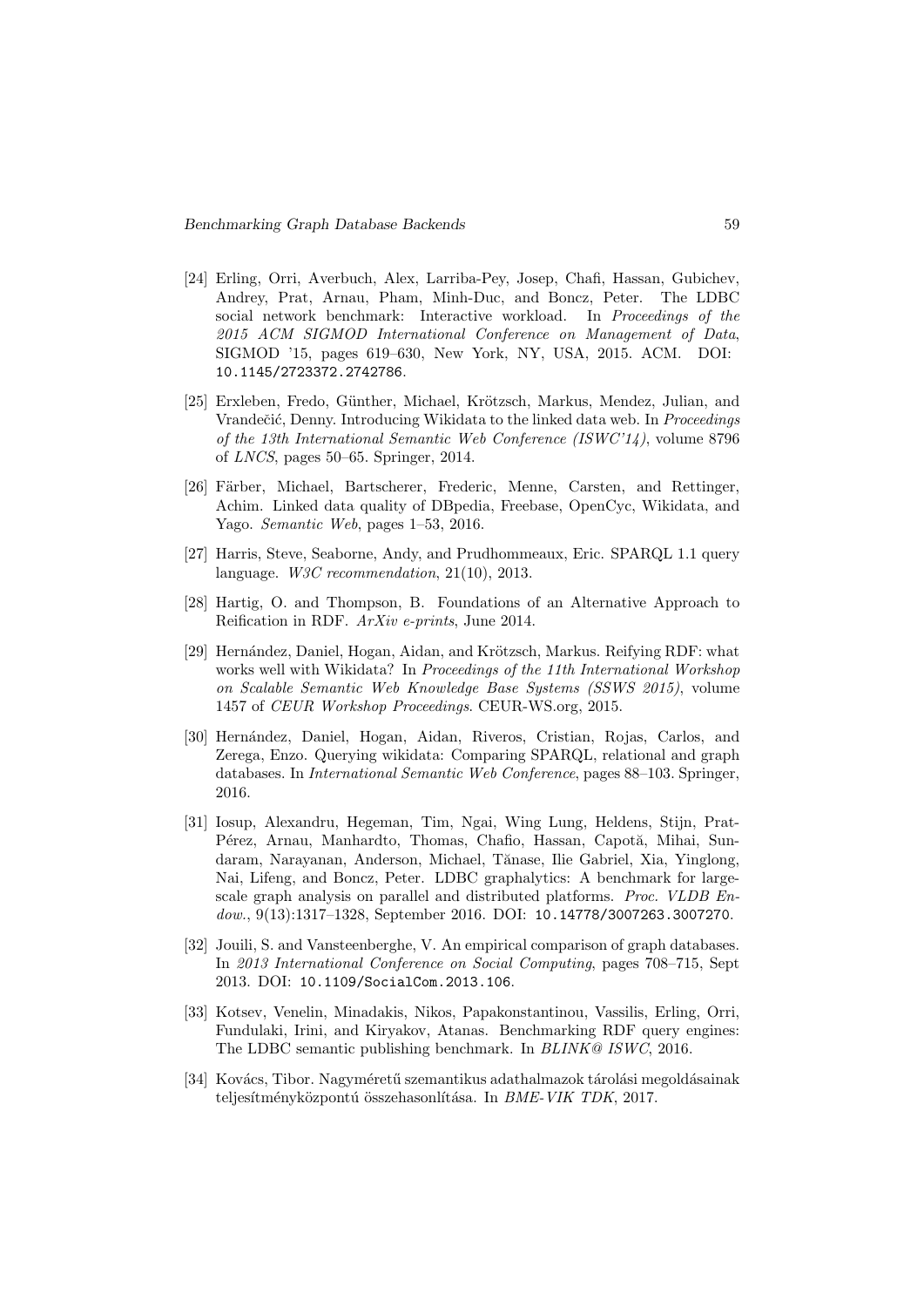[24] Erling, Orri, Averbuch, Alex, Larriba-Pey, Josep, Chafi, Hassan, Gubichev, Andrey, Prat, Arnau, Pham, Minh-Duc, and Boncz, Peter. The LDBC social network benchmark: Interactive workload. In *Proceedings of the 2015 ACM SIGMOD International Conference on Management of Data*, SIGMOD '15, pages 619–630, New York, NY, USA, 2015. ACM. DOI: `10.1145/2723372.2742786`.

[25] Erxleben, Fredo, Günther, Michael, Krötzsch, Markus, Mendez, Julian, and Vrandečić, Denny. Introducing Wikidata to the linked data web. In *Proceedings of the 13th International Semantic Web Conference (ISWC'14)*, volume 8796 of *LNCS*, pages 50–65. Springer, 2014.

[26] Färber, Michael, Bartscherer, Frederic, Menne, Carsten, and Rettinger, Achim. Linked data quality of DBpedia, Freebase, OpenCyc, Wikidata, and Yago. *Semantic Web*, pages 1–53, 2016.

[27] Harris, Steve, Seaborne, Andy, and Prudhommeaux, Eric. SPARQL 1.1 query language. *W3C recommendation*, 21(10), 2013.

[28] Hartig, O. and Thompson, B. Foundations of an Alternative Approach to Reification in RDF. *ArXiv e-prints*, June 2014.

[29] Hernández, Daniel, Hogan, Aidan, and Krötzsch, Markus. Reifying RDF: what works well with Wikidata? In *Proceedings of the 11th International Workshop on Scalable Semantic Web Knowledge Base Systems (SSWS 2015)*, volume 1457 of *CEUR Workshop Proceedings*. CEUR-WS.org, 2015.

[30] Hernández, Daniel, Hogan, Aidan, Riveros, Cristian, Rojas, Carlos, and Zerega, Enzo. Querying wikidata: Comparing SPARQL, relational and graph databases. In *International Semantic Web Conference*, pages 88–103. Springer, 2016.

[31] Iosup, Alexandru, Hegeman, Tim, Ngai, Wing Lung, Heldens, Stijn, Prat-Pérez, Arnau, Manhardto, Thomas, Chafio, Hassan, Capotă, Mihai, Sundaram, Narayanan, Anderson, Michael, Tănase, Ilie Gabriel, Xia, Yinglong, Nai, Lifeng, and Boncz, Peter. LDBC graphalytics: A benchmark for large-scale graph analysis on parallel and distributed platforms. *Proc. VLDB Endow.*, 9(13):1317–1328, September 2016. DOI: `10.14778/3007263.3007270`.

[32] Jouili, S. and Vansteenberghe, V. An empirical comparison of graph databases. In *2013 International Conference on Social Computing*, pages 708–715, Sept 2013. DOI: `10.1109/SocialCom.2013.106`.

[33] Kotsev, Venelin, Minadakis, Nikos, Papakonstantinou, Vassilis, Erling, Orri, Fundulaki, Irini, and Kiryakov, Atanas. Benchmarking RDF query engines: The LDBC semantic publishing benchmark. In *BLINK@ ISWC*, 2016.

[34] Kovács, Tibor. Nagyméretű szemantikus adathalmazok tárolási megoldásainak teljesítményközpontú összehasonlítása. In *BME-VIK TDK*, 2017.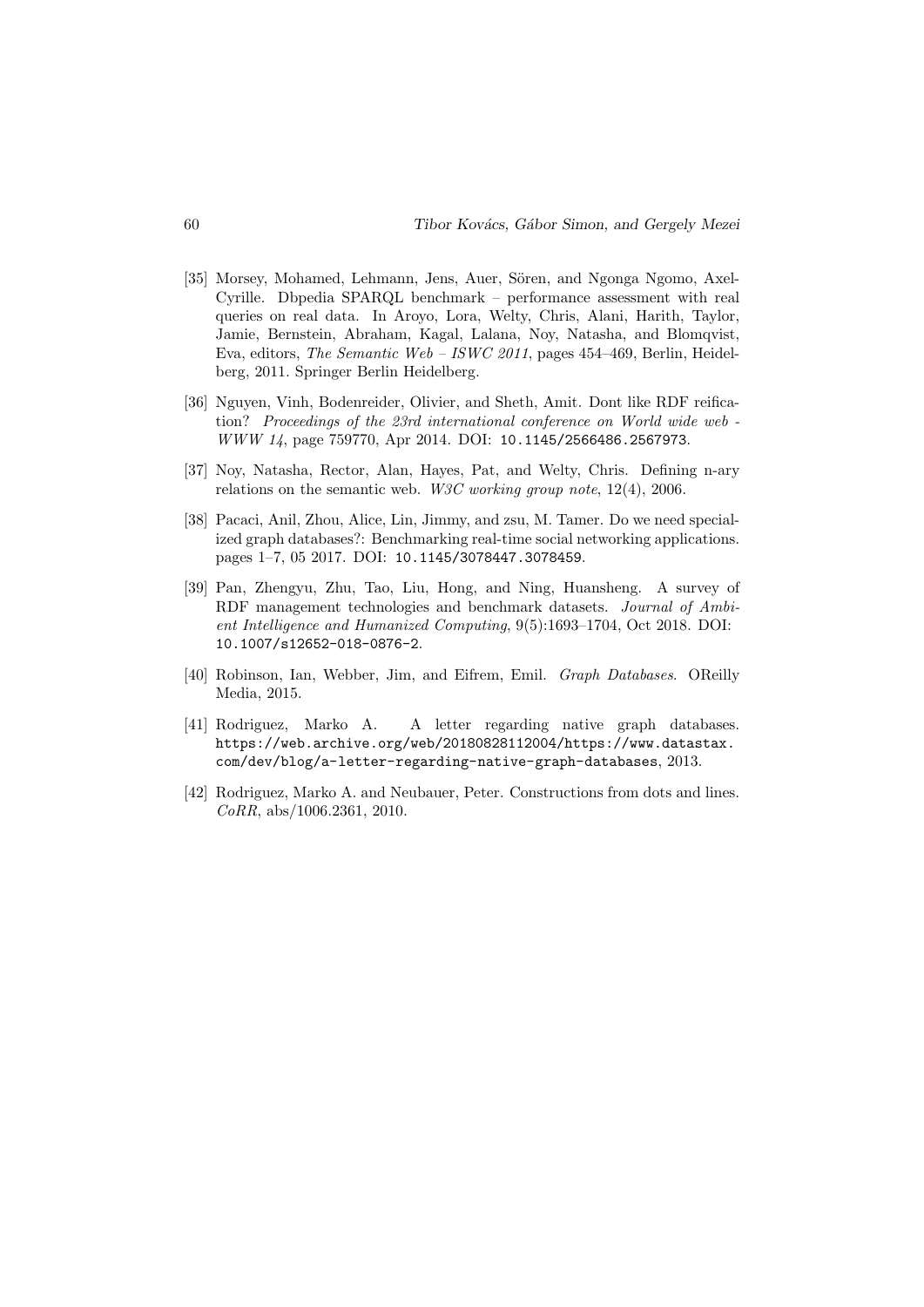[35] Morsey, Mohamed, Lehmann, Jens, Auer, Sören, and Ngonga Ngomo, Axel-Cyrille. Dbpedia SPARQL benchmark – performance assessment with real queries on real data. In Aroyo, Lora, Welty, Chris, Alani, Harith, Taylor, Jamie, Bernstein, Abraham, Kagal, Lalana, Noy, Natasha, and Blomqvist, Eva, editors, *The Semantic Web – ISWC 2011*, pages 454–469, Berlin, Heidelberg, 2011. Springer Berlin Heidelberg.

[36] Nguyen, Vinh, Bodenreider, Olivier, and Sheth, Amit. Dont like RDF reification? *Proceedings of the 23rd international conference on World wide web - WWW 14*, page 759770, Apr 2014. DOI: 10.1145/2566486.2567973.

[37] Noy, Natasha, Rector, Alan, Hayes, Pat, and Welty, Chris. Defining n-ary relations on the semantic web. *W3C working group note*, 12(4), 2006.

[38] Pacaci, Anil, Zhou, Alice, Lin, Jimmy, and zsu, M. Tamer. Do we need specialized graph databases?: Benchmarking real-time social networking applications. pages 1–7, 05 2017. DOI: 10.1145/3078447.3078459.

[39] Pan, Zhengyu, Zhu, Tao, Liu, Hong, and Ning, Huansheng. A survey of RDF management technologies and benchmark datasets. *Journal of Ambient Intelligence and Humanized Computing*, 9(5):1693–1704, Oct 2018. DOI: 10.1007/s12652-018-0876-2.

[40] Robinson, Ian, Webber, Jim, and Eifrem, Emil. *Graph Databases*. OReilly Media, 2015.

[41] Rodriguez, Marko A. A letter regarding native graph databases. https://web.archive.org/web/20180828112004/https://www.datastax.com/dev/blog/a-letter-regarding-native-graph-databases, 2013.

[42] Rodriguez, Marko A. and Neubauer, Peter. Constructions from dots and lines. *CoRR*, abs/1006.2361, 2010.